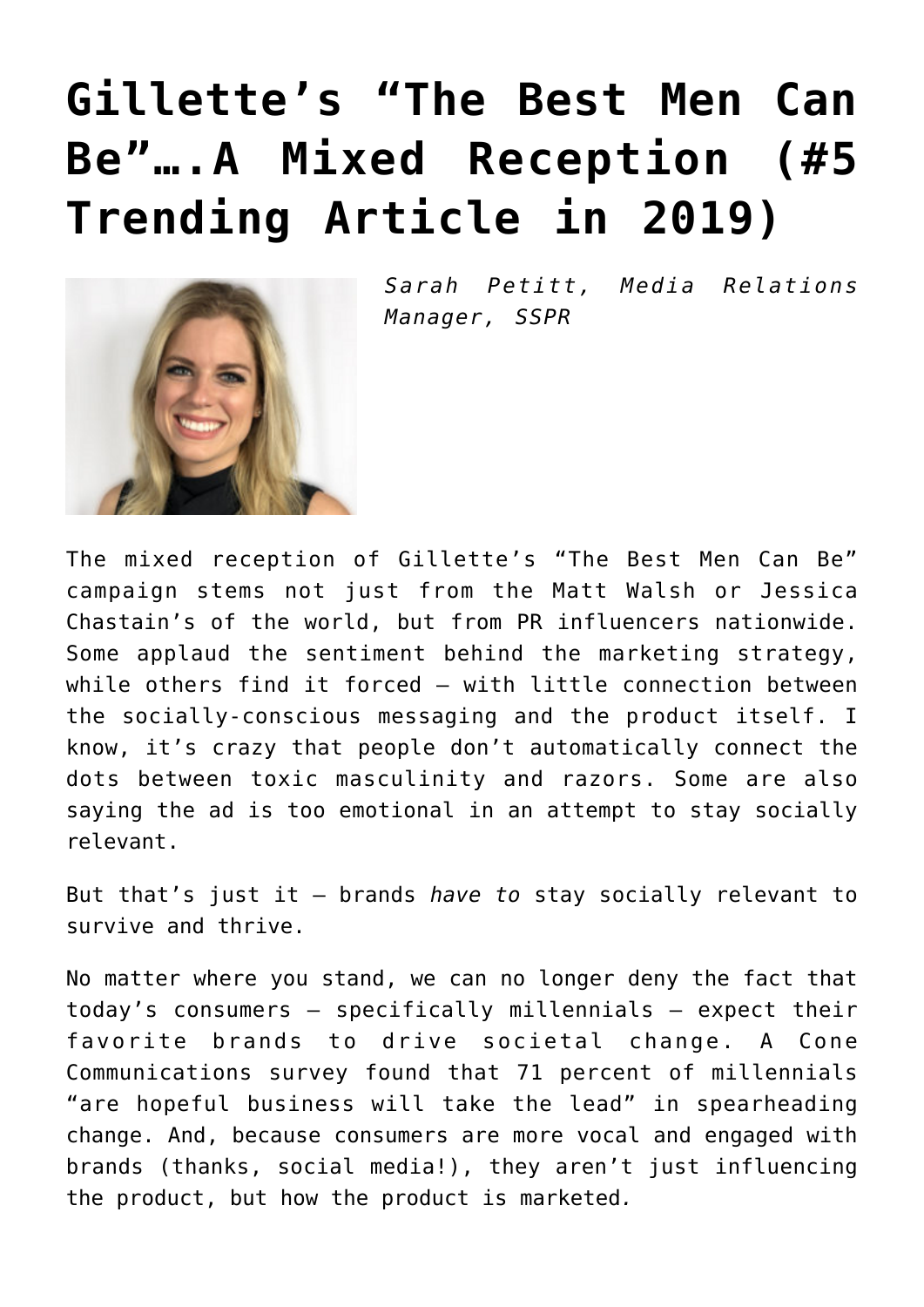# Gillette's "The Best Men Can Be"….A Mixed Reception (#5 Trending Article in 2019)

*Sarah Petitt, Media Relations Manager, SSPR*

The mixed reception of Gillette's "The Best Men Can Be" campaign stems not just from the Matt Walsh or Jessica Chastain's of the world, but from PR influencers nationwide. Some applaud the sentiment behind the marketing strategy, while others find it forced – with little connection between the socially-conscious messaging and the product itself. I know, it's crazy that people don't automatically connect the dots between toxic masculinity and razors. Some are also saying the ad is too emotional in an attempt to stay socially relevant.

But that's just it – brands *have to* stay socially relevant to survive and thrive.

No matter where you stand, we can no longer deny the fact that today's consumers – specifically millennials – expect their favorite brands to drive societal change. A Cone Communications survey found that 71 percent of millennials "are hopeful business will take the lead" in spearheading change. And, because consumers are more vocal and engaged with brands (thanks, social media!), they aren't just influencing the product, but how the product is marketed.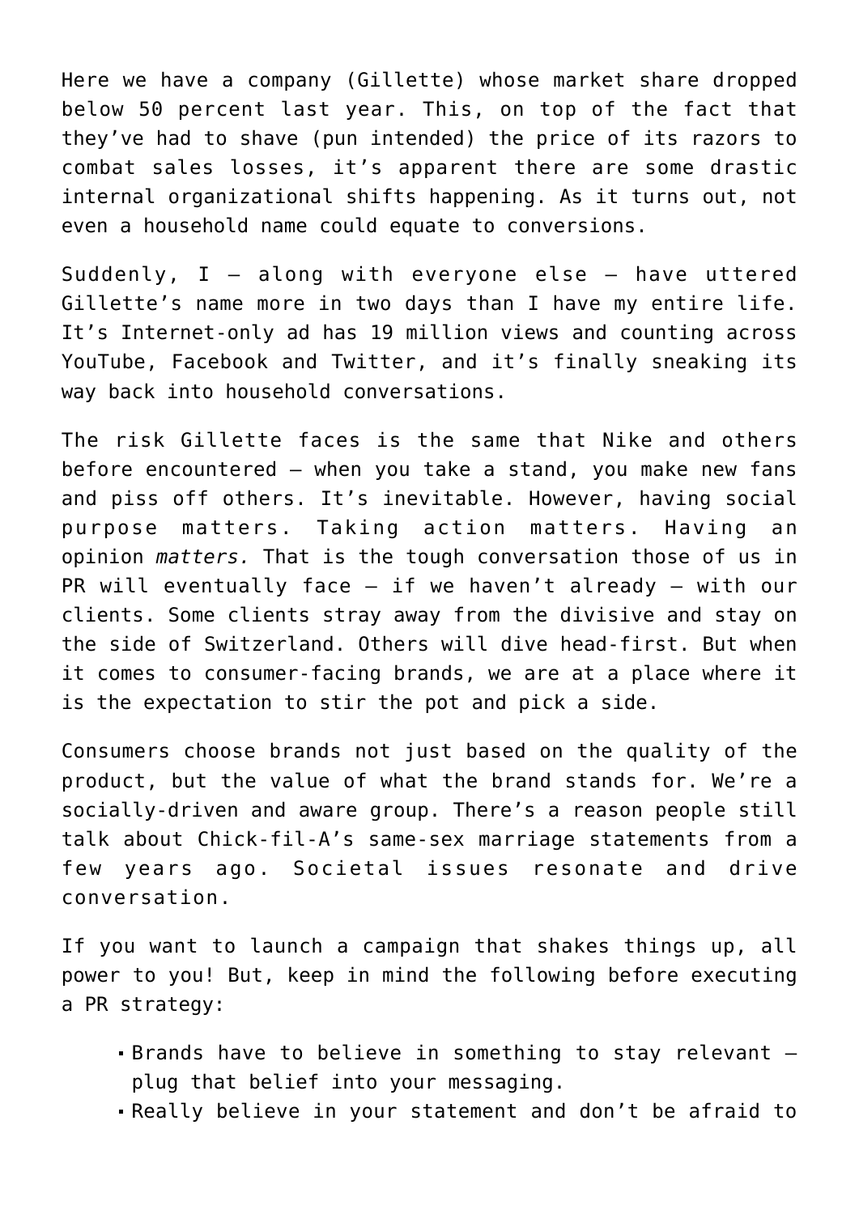Here we have a company (Gillette) whose market share dropped below 50 percent last year. This, on top of the fact that they've had to shave (pun intended) the price of its razors to combat sales losses, it's apparent there are some drastic internal organizational shifts happening. As it turns out, not even a household name could equate to conversions.

Suddenly, I – along with everyone else – have uttered Gillette's name more in two days than I have my entire life. It's Internet-only ad has 19 million views and counting across YouTube, Facebook and Twitter, and it's finally sneaking its way back into household conversations.

The risk Gillette faces is the same that Nike and others before encountered – when you take a stand, you make new fans and piss off others. It's inevitable. However, having social purpose matters. Taking action matters. Having an opinion *matters.* That is the tough conversation those of us in PR will eventually face – if we haven't already – with our clients. Some clients stray away from the divisive and stay on the side of Switzerland. Others will dive head-first. But when it comes to consumer-facing brands, we are at a place where it is the expectation to stir the pot and pick a side.

Consumers choose brands not just based on the quality of the product, but the value of what the brand stands for. We're a socially-driven and aware group. There's a reason people still talk about Chick-fil-A's same-sex marriage statements from a few years ago. Societal issues resonate and drive conversation.

If you want to launch a campaign that shakes things up, all power to you! But, keep in mind the following before executing a PR strategy:

- Brands have to believe in something to stay relevant – plug that belief into your messaging.
- Really believe in your statement and don't be afraid to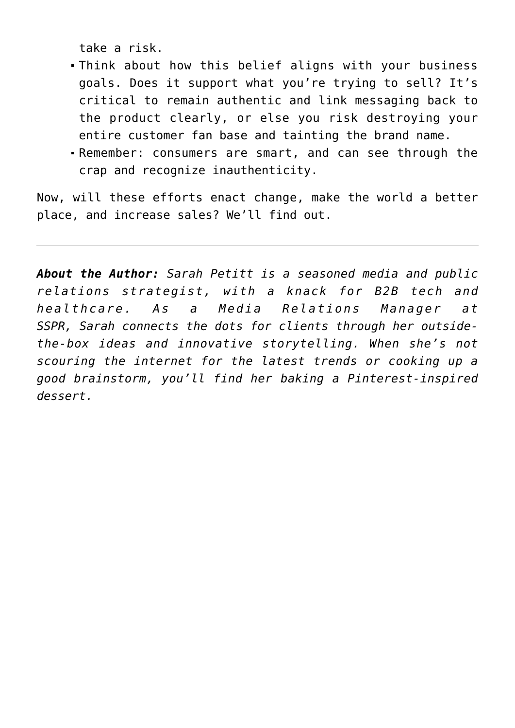take a risk.

- Think about how this belief aligns with your business goals. Does it support what you're trying to sell? It's critical to remain authentic and link messaging back to the product clearly, or else you risk destroying your entire customer fan base and tainting the brand name.
- Remember: consumers are smart, and can see through the crap and recognize inauthenticity.

Now, will these efforts enact change, make the world a better place, and increase sales? We'll find out.

---

***About the Author:*** *Sarah Petitt is a seasoned media and public relations strategist, with a knack for B2B tech and healthcare. As a Media Relations Manager at SSPR, Sarah connects the dots for clients through her outside-the-box ideas and innovative storytelling. When she's not scouring the internet for the latest trends or cooking up a good brainstorm, you'll find her baking a Pinterest-inspired dessert.*